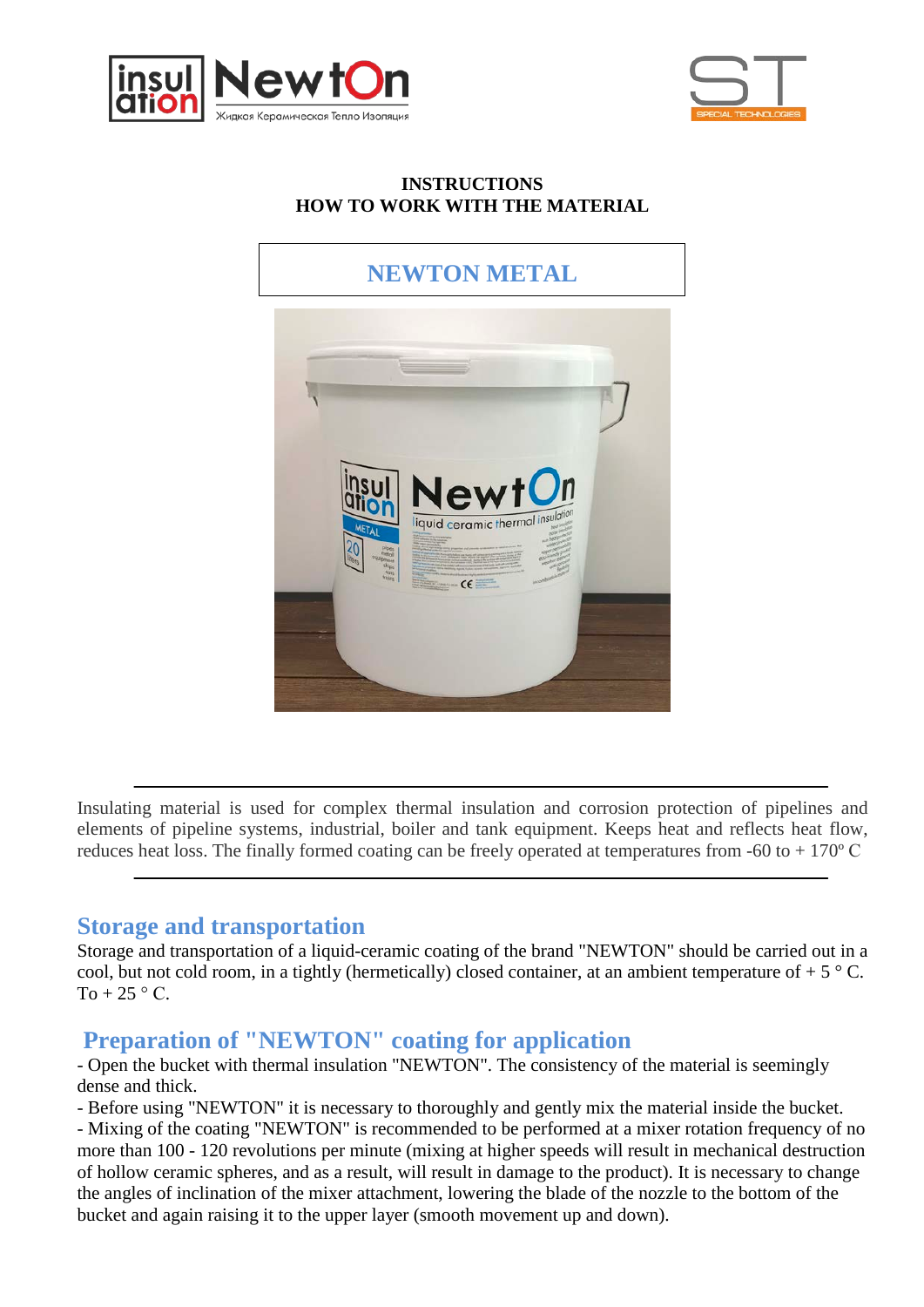**INSTRUCTIONS**
**HOW TO WORK WITH THE MATERIAL**

# NEWTON METAL

---

Insulating material is used for complex thermal insulation and corrosion protection of pipelines and elements of pipeline systems, industrial, boiler and tank equipment. Keeps heat and reflects heat flow, reduces heat loss. The finally formed coating can be freely operated at temperatures from -60 to + 170º C

---

## Storage and transportation

Storage and transportation of a liquid-ceramic coating of the brand "NEWTON" should be carried out in a cool, but not cold room, in a tightly (hermetically) closed container, at an ambient temperature of + 5 ° C. To + 25 ° C.

## Preparation of "NEWTON" coating for application

- Open the bucket with thermal insulation "NEWTON". The consistency of the material is seemingly dense and thick.
- Before using "NEWTON" it is necessary to thoroughly and gently mix the material inside the bucket.
- Mixing of the coating "NEWTON" is recommended to be performed at a mixer rotation frequency of no more than 100 - 120 revolutions per minute (mixing at higher speeds will result in mechanical destruction of hollow ceramic spheres, and as a result, will result in damage to the product). It is necessary to change the angles of inclination of the mixer attachment, lowering the blade of the nozzle to the bottom of the bucket and again raising it to the upper layer (smooth movement up and down).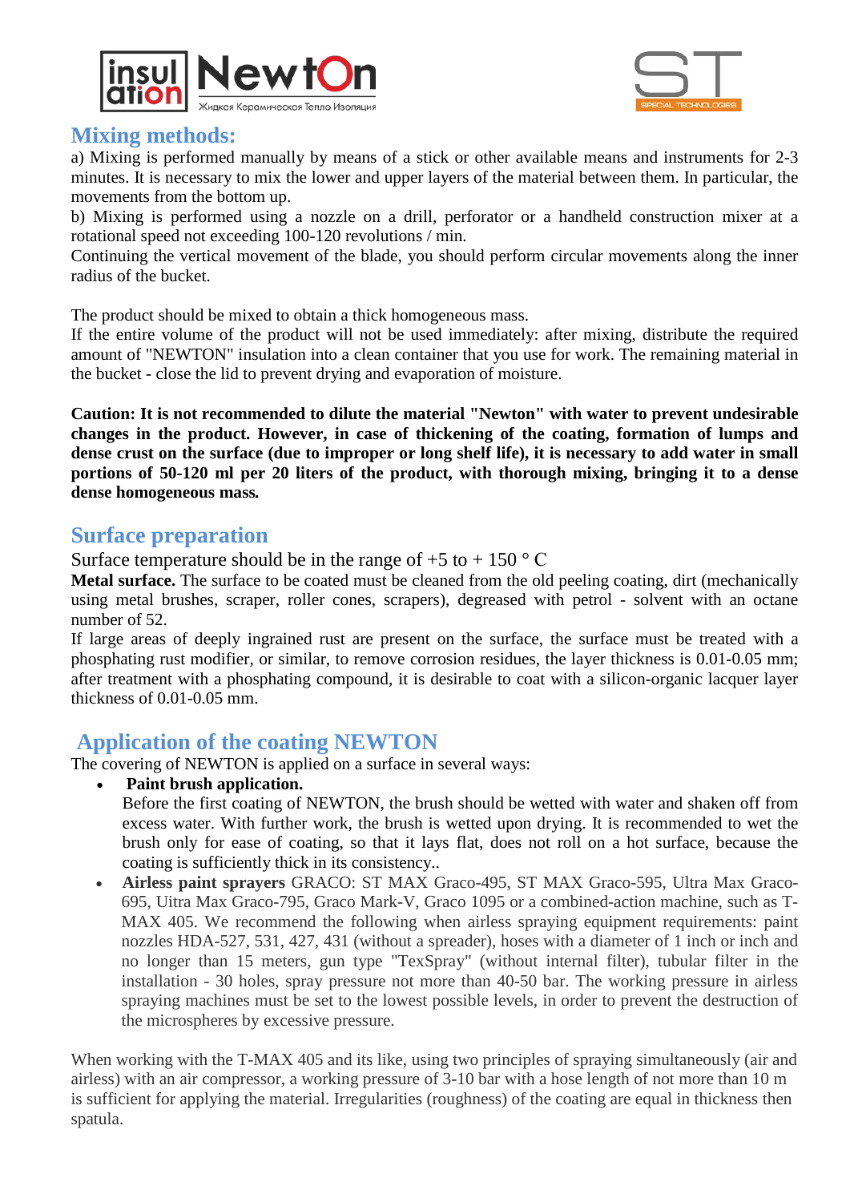## Mixing methods:

a) Mixing is performed manually by means of a stick or other available means and instruments for 2-3 minutes. It is necessary to mix the lower and upper layers of the material between them. In particular, the movements from the bottom up.

b) Mixing is performed using a nozzle on a drill, perforator or a handheld construction mixer at a rotational speed not exceeding 100-120 revolutions / min.

Continuing the vertical movement of the blade, you should perform circular movements along the inner radius of the bucket.

The product should be mixed to obtain a thick homogeneous mass.

If the entire volume of the product will not be used immediately: after mixing, distribute the required amount of "NEWTON" insulation into a clean container that you use for work. The remaining material in the bucket - close the lid to prevent drying and evaporation of moisture.

**Caution: It is not recommended to dilute the material "Newton" with water to prevent undesirable changes in the product. However, in case of thickening of the coating, formation of lumps and dense crust on the surface (due to improper or long shelf life), it is necessary to add water in small portions of 50-120 ml per 20 liters of the product, with thorough mixing, bringing it to a dense dense homogeneous mass.**

## Surface preparation

Surface temperature should be in the range of +5 to + 150 ° C

**Metal surface.** The surface to be coated must be cleaned from the old peeling coating, dirt (mechanically using metal brushes, scraper, roller cones, scrapers), degreased with petrol - solvent with an octane number of 52.

If large areas of deeply ingrained rust are present on the surface, the surface must be treated with a phosphating rust modifier, or similar, to remove corrosion residues, the layer thickness is 0.01-0.05 mm; after treatment with a phosphating compound, it is desirable to coat with a silicon-organic lacquer layer thickness of 0.01-0.05 mm.

## Application of the coating NEWTON

The covering of NEWTON is applied on a surface in several ways:

- **Paint brush application.**
  Before the first coating of NEWTON, the brush should be wetted with water and shaken off from excess water. With further work, the brush is wetted upon drying. It is recommended to wet the brush only for ease of coating, so that it lays flat, does not roll on a hot surface, because the coating is sufficiently thick in its consistency..
- **Airless paint sprayers** GRACO: ST MAX Graco-495, ST MAX Graco-595, Ultra Max Graco-695, Uitra Max Graco-795, Graco Mark-V, Graco 1095 or a combined-action machine, such as T-MAX 405. We recommend the following when airless spraying equipment requirements: paint nozzles HDA-527, 531, 427, 431 (without a spreader), hoses with a diameter of 1 inch or inch and no longer than 15 meters, gun type "TexSpray" (without internal filter), tubular filter in the installation - 30 holes, spray pressure not more than 40-50 bar. The working pressure in airless spraying machines must be set to the lowest possible levels, in order to prevent the destruction of the microspheres by excessive pressure.

When working with the T-MAX 405 and its like, using two principles of spraying simultaneously (air and airless) with an air compressor, a working pressure of 3-10 bar with a hose length of not more than 10 m is sufficient for applying the material. Irregularities (roughness) of the coating are equal in thickness then spatula.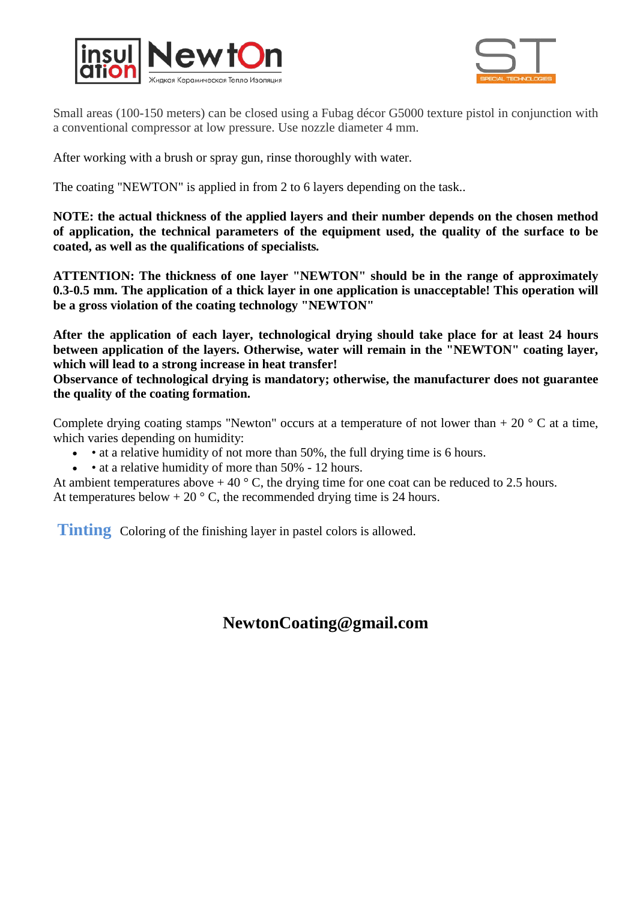Small areas (100-150 meters) can be closed using a Fubag décor G5000 texture pistol in conjunction with a conventional compressor at low pressure. Use nozzle diameter 4 mm.

After working with a brush or spray gun, rinse thoroughly with water.

The coating "NEWTON" is applied in from 2 to 6 layers depending on the task..

**NOTE: the actual thickness of the applied layers and their number depends on the chosen method of application, the technical parameters of the equipment used, the quality of the surface to be coated, as well as the qualifications of specialists.**

**ATTENTION: The thickness of one layer "NEWTON" should be in the range of approximately 0.3-0.5 mm. The application of a thick layer in one application is unacceptable! This operation will be a gross violation of the coating technology "NEWTON"**

**After the application of each layer, technological drying should take place for at least 24 hours between application of the layers. Otherwise, water will remain in the "NEWTON" coating layer, which will lead to a strong increase in heat transfer!**
**Observance of technological drying is mandatory; otherwise, the manufacturer does not guarantee the quality of the coating formation.**

Complete drying coating stamps "Newton" occurs at a temperature of not lower than + 20 ° C at a time, which varies depending on humidity:

- • at a relative humidity of not more than 50%, the full drying time is 6 hours.
- • at a relative humidity of more than 50% - 12 hours.

At ambient temperatures above + 40 ° C, the drying time for one coat can be reduced to 2.5 hours.
At temperatures below + 20 ° C, the recommended drying time is 24 hours.

**Tinting** Coloring of the finishing layer in pastel colors is allowed.

**NewtonCoating@gmail.com**